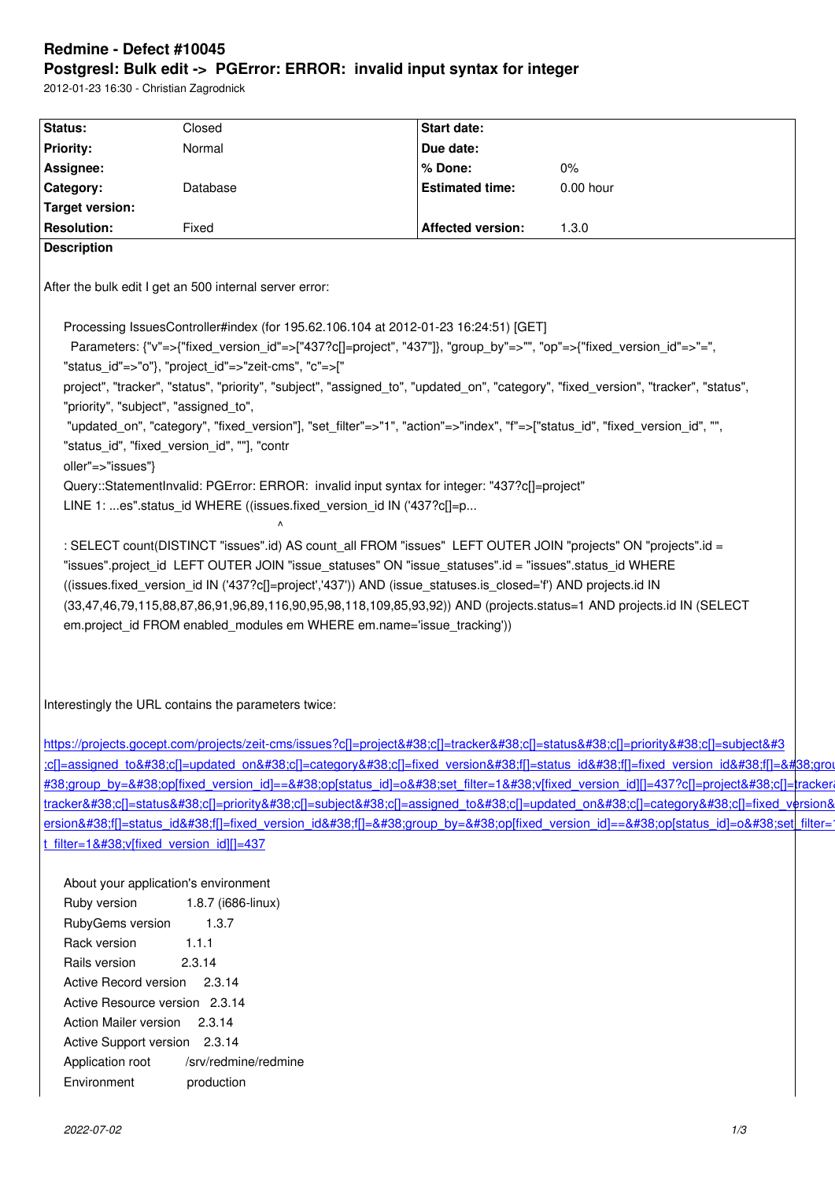# Redmine - Defect #10045

## Postgresl: Bulk edit -> PGError: ERROR: invalid input syntax for integer

2012-01-23 16:30 - Christian Zagrodnick

| | | | |
|---|---|---|---|
| **Status:** | Closed | **Start date:** | |
| **Priority:** | Normal | **Due date:** | |
| **Assignee:** | | **% Done:** | 0% |
| **Category:** | Database | **Estimated time:** | 0.00 hour |
| **Target version:** | | | |
| **Resolution:** | Fixed | **Affected version:** | 1.3.0 |

**Description**

After the bulk edit I get an 500 internal server error:

```
Processing IssuesController#index (for 195.62.106.104 at 2012-01-23 16:24:51) [GET]
  Parameters: {"v"=>{"fixed_version_id"=>["437?c[]=project", "437"]}, "group_by"=>"", "op"=>{"fixed_version_id"=>"=",
"status_id"=>"o"}, "project_id"=>"zeit-cms", "c"=>["
project", "tracker", "status", "priority", "subject", "assigned_to", "updated_on", "category", "fixed_version", "tracker", "status",
"priority", "subject", "assigned_to",
 "updated_on", "category", "fixed_version"], "set_filter"=>"1", "action"=>"index", "f"=>["status_id", "fixed_version_id", "",
"status_id", "fixed_version_id", ""], "contr
oller"=>"issues"}
Query::StatementInvalid: PGError: ERROR:  invalid input syntax for integer: "437?c[]=project"
LINE 1: ...es".status_id WHERE ((issues.fixed_version_id IN ('437?c[]=p...
                                                             ^
: SELECT count(DISTINCT "issues".id) AS count_all FROM "issues"  LEFT OUTER JOIN "projects" ON "projects".id =
"issues".project_id  LEFT OUTER JOIN "issue_statuses" ON "issue_statuses".id = "issues".status_id WHERE
((issues.fixed_version_id IN ('437?c[]=project','437')) AND (issue_statuses.is_closed='f') AND projects.id IN
(33,47,46,79,115,88,87,86,91,96,89,116,90,95,98,118,109,85,93,92)) AND (projects.status=1 AND projects.id IN (SELECT
em.project_id FROM enabled_modules em WHERE em.name='issue_tracking'))
```

Interestingly the URL contains the parameters twice:

https://projects.gocept.com/projects/zeit-cms/issues?c[]=project&#38;c[]=tracker&#38;c[]=status&#38;c[]=priority&#38;c[]=subject&#38;c[]=assigned_to&#38;c[]=updated_on&#38;c[]=category&#38;c[]=fixed_version&#38;f[]=status_id&#38;f[]=fixed_version_id&#38;f[]=&#38;group_by=&#38;op[fixed_version_id]==&#38;op[status_id]=o&#38;set_filter=1&#38;v[fixed_version_id][]=437?c[]=project&#38;c[]=tracker&#38;c[]=status&#38;c[]=priority&#38;c[]=subject&#38;c[]=assigned_to&#38;c[]=updated_on&#38;c[]=category&#38;c[]=fixed_version&#38;f[]=status_id&#38;f[]=fixed_version_id&#38;f[]=&#38;group_by=&#38;op[fixed_version_id]==&#38;op[status_id]=o&#38;set_filter=1&#38;v[fixed_version_id][]=437

```
About your application's environment
Ruby version              1.8.7 (i686-linux)
RubyGems version          1.3.7
Rack version              1.1.1
Rails version             2.3.14
Active Record version     2.3.14
Active Resource version   2.3.14
Action Mailer version     2.3.14
Active Support version    2.3.14
Application root          /srv/redmine/redmine
Environment               production
```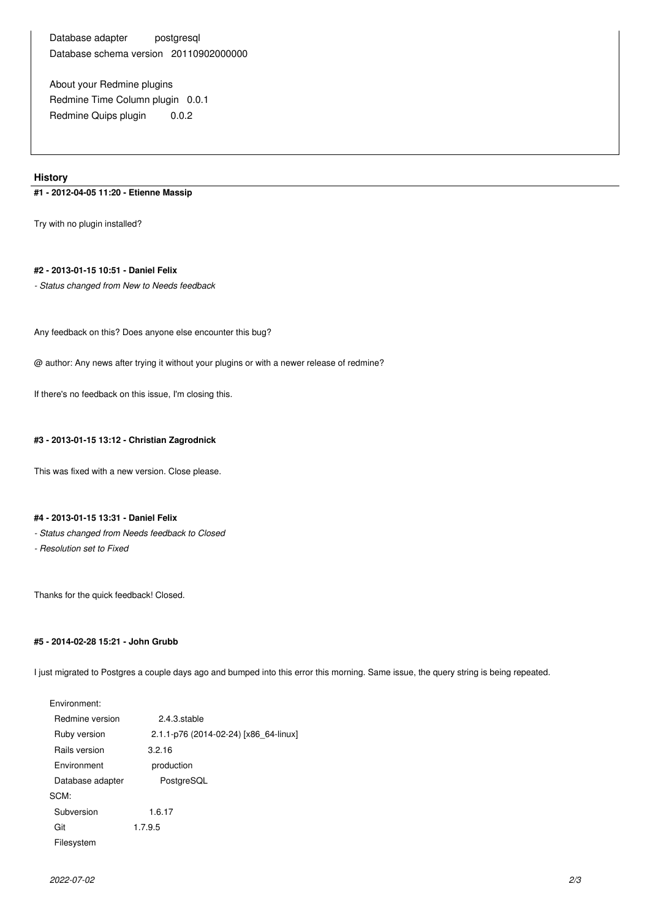Database adapter postgresql
Database schema version 20110902000000

About your Redmine plugins
Redmine Time Column plugin 0.0.1
Redmine Quips plugin 0.0.2

## History

#### #1 - 2012-04-05 11:20 - Etienne Massip

Try with no plugin installed?

#### #2 - 2013-01-15 10:51 - Daniel Felix

*- Status changed from New to Needs feedback*

Any feedback on this? Does anyone else encounter this bug?

@ author: Any news after trying it without your plugins or with a newer release of redmine?

If there's no feedback on this issue, I'm closing this.

#### #3 - 2013-01-15 13:12 - Christian Zagrodnick

This was fixed with a new version. Close please.

#### #4 - 2013-01-15 13:31 - Daniel Felix

*- Status changed from Needs feedback to Closed*

*- Resolution set to Fixed*

Thanks for the quick feedback! Closed.

#### #5 - 2014-02-28 15:21 - John Grubb

I just migrated to Postgres a couple days ago and bumped into this error this morning. Same issue, the query string is being repeated.

```
Environment:
  Redmine version          2.4.3.stable
  Ruby version             2.1.1-p76 (2014-02-24) [x86_64-linux]
  Rails version            3.2.16
  Environment              production
  Database adapter         PostgreSQL
SCM:
  Subversion               1.6.17
  Git                      1.7.9.5
  Filesystem
```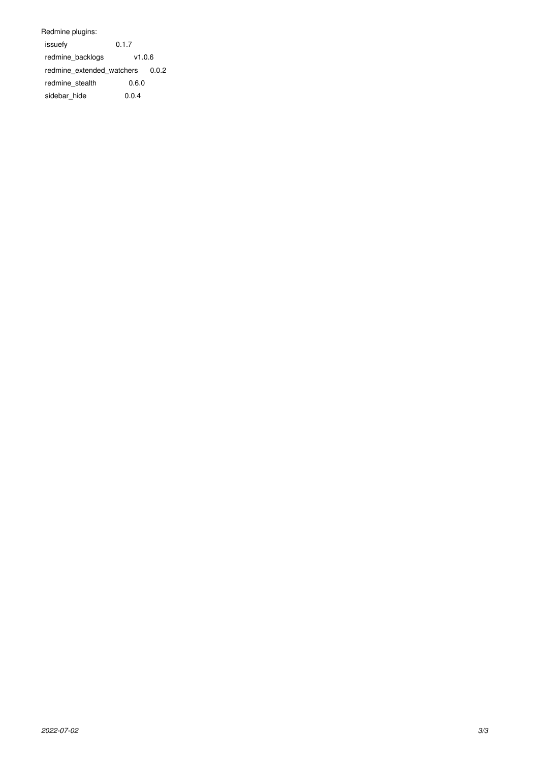Redmine plugins:

```
  issuefy                    0.1.7
  redmine_backlogs           v1.0.6
  redmine_extended_watchers  0.0.2
  redmine_stealth            0.6.0
  sidebar_hide               0.0.4
```